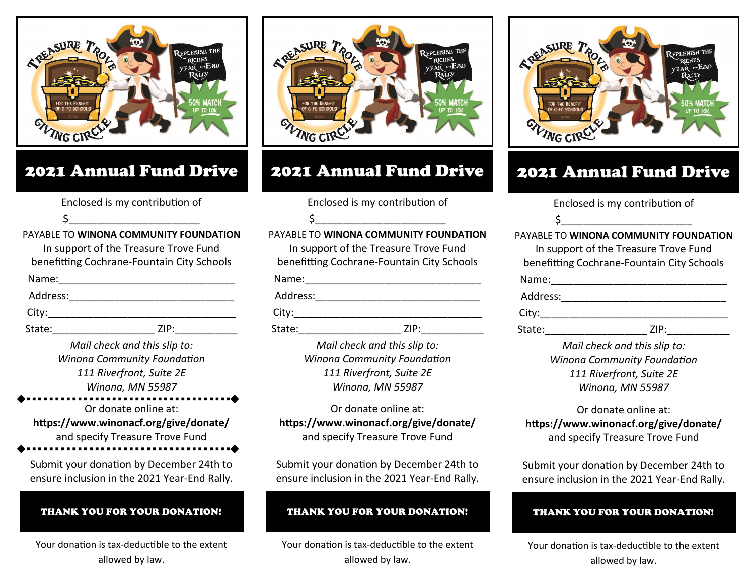## 2021 Annual Fund Drive

Enclosed is my contribution of

$______________________

PAYABLE TO **WINONA COMMUNITY FOUNDATION**
In support of the Treasure Trove Fund
benefitting Cochrane-Fountain City Schools

Name:_______________________________

Address:_____________________________

City:_________________________________

State:_________________ ZIP:__________

*Mail check and this slip to:*
*Winona Community Foundation*
*111 Riverfront, Suite 2E*
*Winona, MN 55987*

Or donate online at:
**https://www.winonacf.org/give/donate/**
and specify Treasure Trove Fund

Submit your donation by December 24th to ensure inclusion in the 2021 Year-End Rally.

**THANK YOU FOR YOUR DONATION!**

Your donation is tax-deductible to the extent allowed by law.

---

## 2021 Annual Fund Drive

Enclosed is my contribution of

$______________________

PAYABLE TO **WINONA COMMUNITY FOUNDATION**
In support of the Treasure Trove Fund
benefitting Cochrane-Fountain City Schools

Name:_______________________________

Address:_____________________________

City:_________________________________

State:_________________ ZIP:__________

*Mail check and this slip to:*
*Winona Community Foundation*
*111 Riverfront, Suite 2E*
*Winona, MN 55987*

Or donate online at:
**https://www.winonacf.org/give/donate/**
and specify Treasure Trove Fund

Submit your donation by December 24th to ensure inclusion in the 2021 Year-End Rally.

**THANK YOU FOR YOUR DONATION!**

Your donation is tax-deductible to the extent allowed by law.

---

## 2021 Annual Fund Drive

Enclosed is my contribution of

$______________________

PAYABLE TO **WINONA COMMUNITY FOUNDATION**
In support of the Treasure Trove Fund
benefitting Cochrane-Fountain City Schools

Name:_______________________________

Address:_____________________________

City:_________________________________

State:_________________ ZIP:__________

*Mail check and this slip to:*
*Winona Community Foundation*
*111 Riverfront, Suite 2E*
*Winona, MN 55987*

Or donate online at:
**https://www.winonacf.org/give/donate/**
and specify Treasure Trove Fund

Submit your donation by December 24th to ensure inclusion in the 2021 Year-End Rally.

**THANK YOU FOR YOUR DONATION!**

Your donation is tax-deductible to the extent allowed by law.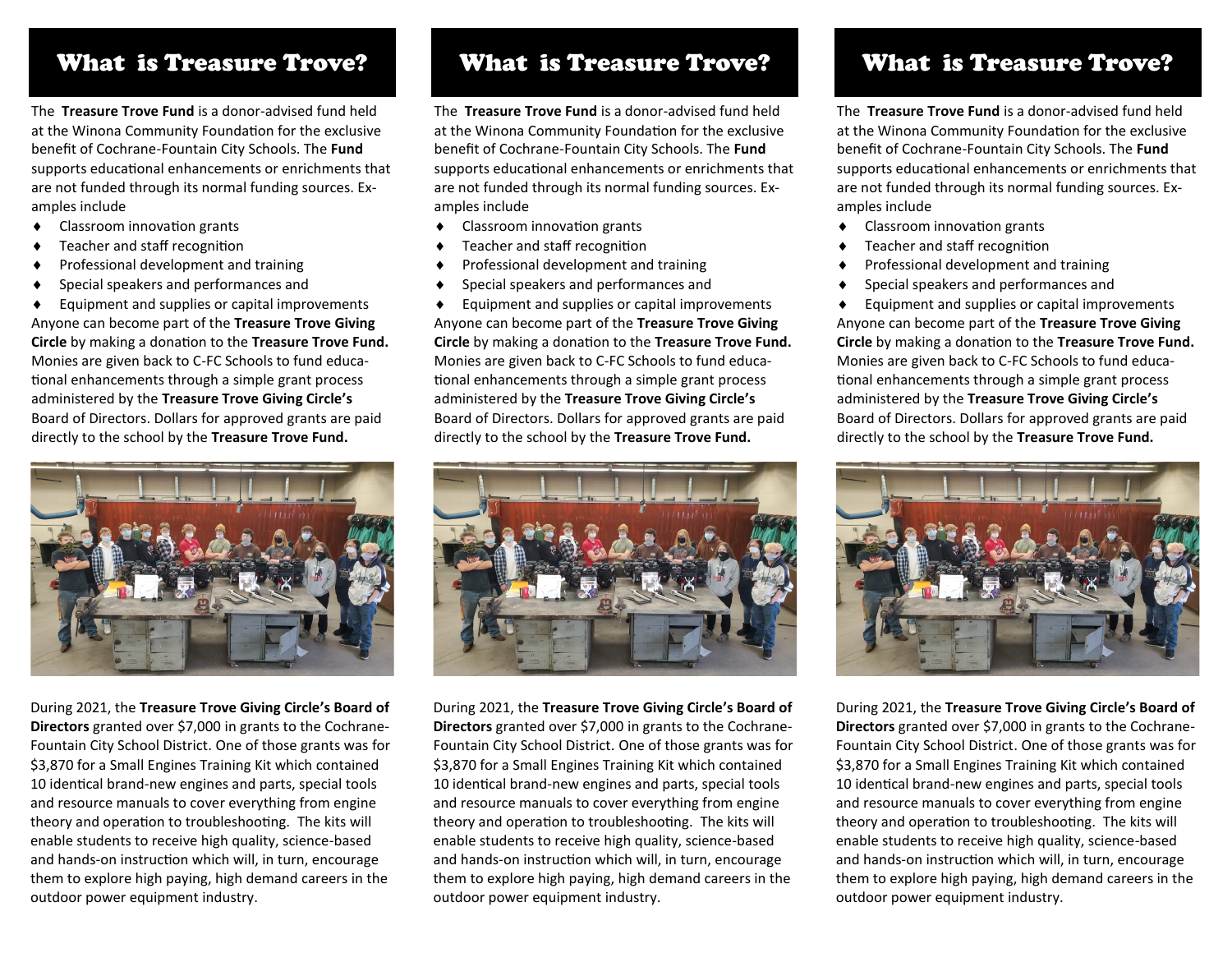# What is Treasure Trove?

The **Treasure Trove Fund** is a donor-advised fund held at the Winona Community Foundation for the exclusive benefit of Cochrane-Fountain City Schools. The **Fund** supports educational enhancements or enrichments that are not funded through its normal funding sources. Examples include

- Classroom innovation grants
- Teacher and staff recognition
- Professional development and training
- Special speakers and performances and
- Equipment and supplies or capital improvements

Anyone can become part of the **Treasure Trove Giving Circle** by making a donation to the **Treasure Trove Fund.** Monies are given back to C-FC Schools to fund educational enhancements through a simple grant process administered by the **Treasure Trove Giving Circle's** Board of Directors. Dollars for approved grants are paid directly to the school by the **Treasure Trove Fund.**

During 2021, the **Treasure Trove Giving Circle's Board of Directors** granted over $7,000 in grants to the Cochrane-Fountain City School District. One of those grants was for $3,870 for a Small Engines Training Kit which contained 10 identical brand-new engines and parts, special tools and resource manuals to cover everything from engine theory and operation to troubleshooting. The kits will enable students to receive high quality, science-based and hands-on instruction which will, in turn, encourage them to explore high paying, high demand careers in the outdoor power equipment industry.

# What is Treasure Trove?

The **Treasure Trove Fund** is a donor-advised fund held at the Winona Community Foundation for the exclusive benefit of Cochrane-Fountain City Schools. The **Fund** supports educational enhancements or enrichments that are not funded through its normal funding sources. Examples include

- Classroom innovation grants
- Teacher and staff recognition
- Professional development and training
- Special speakers and performances and
- Equipment and supplies or capital improvements

Anyone can become part of the **Treasure Trove Giving Circle** by making a donation to the **Treasure Trove Fund.** Monies are given back to C-FC Schools to fund educational enhancements through a simple grant process administered by the **Treasure Trove Giving Circle's** Board of Directors. Dollars for approved grants are paid directly to the school by the **Treasure Trove Fund.**

During 2021, the **Treasure Trove Giving Circle's Board of Directors** granted over $7,000 in grants to the Cochrane-Fountain City School District. One of those grants was for $3,870 for a Small Engines Training Kit which contained 10 identical brand-new engines and parts, special tools and resource manuals to cover everything from engine theory and operation to troubleshooting. The kits will enable students to receive high quality, science-based and hands-on instruction which will, in turn, encourage them to explore high paying, high demand careers in the outdoor power equipment industry.

# What is Treasure Trove?

The **Treasure Trove Fund** is a donor-advised fund held at the Winona Community Foundation for the exclusive benefit of Cochrane-Fountain City Schools. The **Fund** supports educational enhancements or enrichments that are not funded through its normal funding sources. Examples include

- Classroom innovation grants
- Teacher and staff recognition
- Professional development and training
- Special speakers and performances and
- Equipment and supplies or capital improvements

Anyone can become part of the **Treasure Trove Giving Circle** by making a donation to the **Treasure Trove Fund.** Monies are given back to C-FC Schools to fund educational enhancements through a simple grant process administered by the **Treasure Trove Giving Circle's** Board of Directors. Dollars for approved grants are paid directly to the school by the **Treasure Trove Fund.**

During 2021, the **Treasure Trove Giving Circle's Board of Directors** granted over $7,000 in grants to the Cochrane-Fountain City School District. One of those grants was for $3,870 for a Small Engines Training Kit which contained 10 identical brand-new engines and parts, special tools and resource manuals to cover everything from engine theory and operation to troubleshooting. The kits will enable students to receive high quality, science-based and hands-on instruction which will, in turn, encourage them to explore high paying, high demand careers in the outdoor power equipment industry.